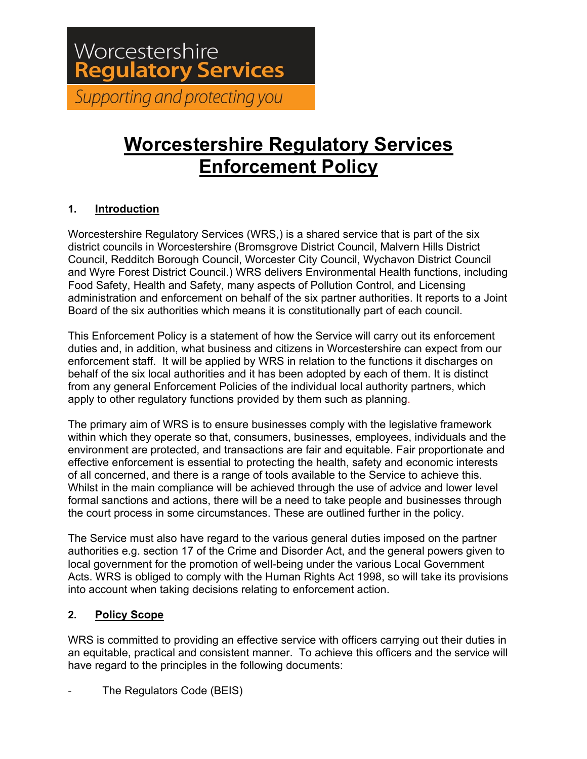Worcestershire
**Regulatory Services**
*Supporting and protecting you*

# Worcestershire Regulatory Services Enforcement Policy

## 1. Introduction

Worcestershire Regulatory Services (WRS,) is a shared service that is part of the six district councils in Worcestershire (Bromsgrove District Council, Malvern Hills District Council, Redditch Borough Council, Worcester City Council, Wychavon District Council and Wyre Forest District Council.) WRS delivers Environmental Health functions, including Food Safety, Health and Safety, many aspects of Pollution Control, and Licensing administration and enforcement on behalf of the six partner authorities. It reports to a Joint Board of the six authorities which means it is constitutionally part of each council.

This Enforcement Policy is a statement of how the Service will carry out its enforcement duties and, in addition, what business and citizens in Worcestershire can expect from our enforcement staff. It will be applied by WRS in relation to the functions it discharges on behalf of the six local authorities and it has been adopted by each of them. It is distinct from any general Enforcement Policies of the individual local authority partners, which apply to other regulatory functions provided by them such as planning.

The primary aim of WRS is to ensure businesses comply with the legislative framework within which they operate so that, consumers, businesses, employees, individuals and the environment are protected, and transactions are fair and equitable. Fair proportionate and effective enforcement is essential to protecting the health, safety and economic interests of all concerned, and there is a range of tools available to the Service to achieve this. Whilst in the main compliance will be achieved through the use of advice and lower level formal sanctions and actions, there will be a need to take people and businesses through the court process in some circumstances. These are outlined further in the policy.

The Service must also have regard to the various general duties imposed on the partner authorities e.g. section 17 of the Crime and Disorder Act, and the general powers given to local government for the promotion of well-being under the various Local Government Acts. WRS is obliged to comply with the Human Rights Act 1998, so will take its provisions into account when taking decisions relating to enforcement action.

## 2. Policy Scope

WRS is committed to providing an effective service with officers carrying out their duties in an equitable, practical and consistent manner. To achieve this officers and the service will have regard to the principles in the following documents:

- The Regulators Code (BEIS)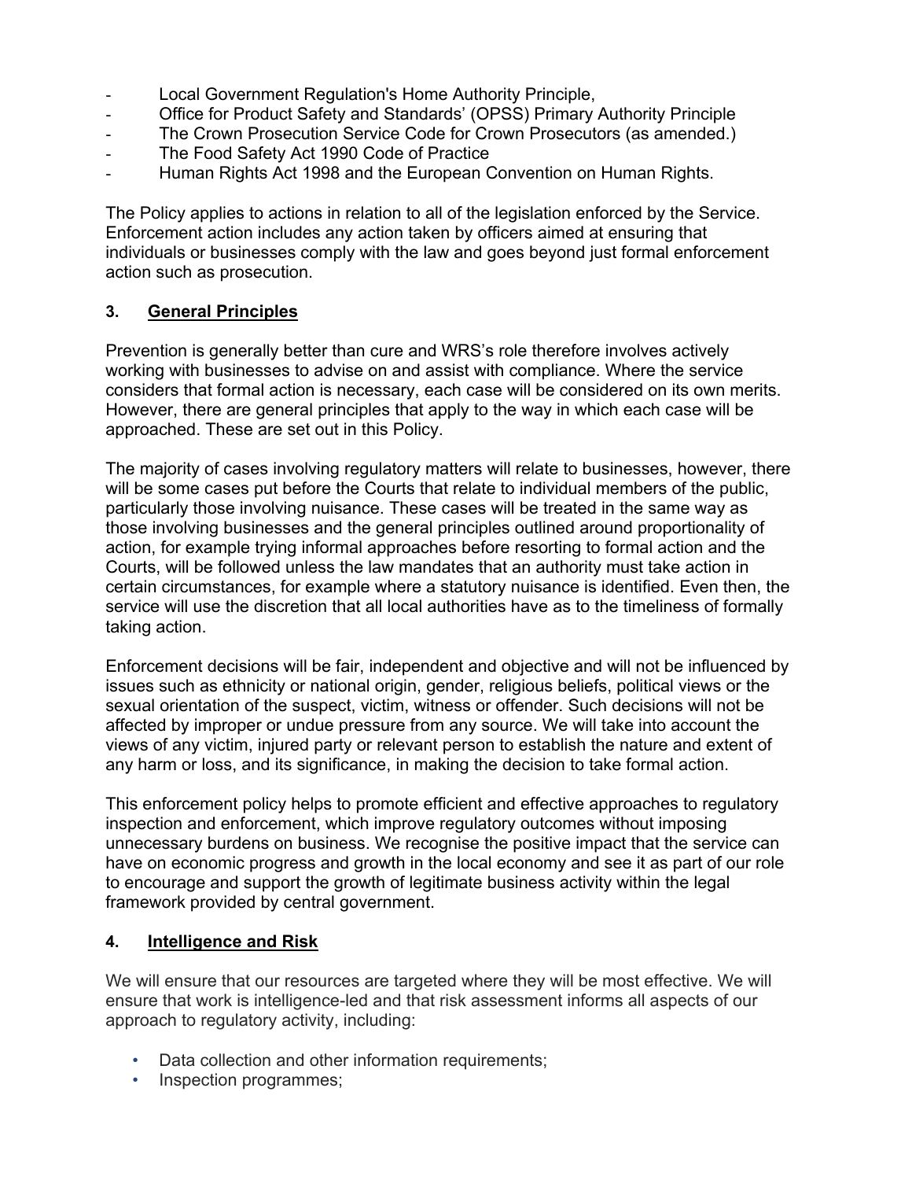- Local Government Regulation's Home Authority Principle,
- Office for Product Safety and Standards' (OPSS) Primary Authority Principle
- The Crown Prosecution Service Code for Crown Prosecutors (as amended.)
- The Food Safety Act 1990 Code of Practice
- Human Rights Act 1998 and the European Convention on Human Rights.

The Policy applies to actions in relation to all of the legislation enforced by the Service. Enforcement action includes any action taken by officers aimed at ensuring that individuals or businesses comply with the law and goes beyond just formal enforcement action such as prosecution.

## 3. General Principles

Prevention is generally better than cure and WRS's role therefore involves actively working with businesses to advise on and assist with compliance. Where the service considers that formal action is necessary, each case will be considered on its own merits. However, there are general principles that apply to the way in which each case will be approached. These are set out in this Policy.

The majority of cases involving regulatory matters will relate to businesses, however, there will be some cases put before the Courts that relate to individual members of the public, particularly those involving nuisance. These cases will be treated in the same way as those involving businesses and the general principles outlined around proportionality of action, for example trying informal approaches before resorting to formal action and the Courts, will be followed unless the law mandates that an authority must take action in certain circumstances, for example where a statutory nuisance is identified. Even then, the service will use the discretion that all local authorities have as to the timeliness of formally taking action.

Enforcement decisions will be fair, independent and objective and will not be influenced by issues such as ethnicity or national origin, gender, religious beliefs, political views or the sexual orientation of the suspect, victim, witness or offender. Such decisions will not be affected by improper or undue pressure from any source. We will take into account the views of any victim, injured party or relevant person to establish the nature and extent of any harm or loss, and its significance, in making the decision to take formal action.

This enforcement policy helps to promote efficient and effective approaches to regulatory inspection and enforcement, which improve regulatory outcomes without imposing unnecessary burdens on business. We recognise the positive impact that the service can have on economic progress and growth in the local economy and see it as part of our role to encourage and support the growth of legitimate business activity within the legal framework provided by central government.

## 4. Intelligence and Risk

We will ensure that our resources are targeted where they will be most effective. We will ensure that work is intelligence-led and that risk assessment informs all aspects of our approach to regulatory activity, including:

- Data collection and other information requirements;
- Inspection programmes;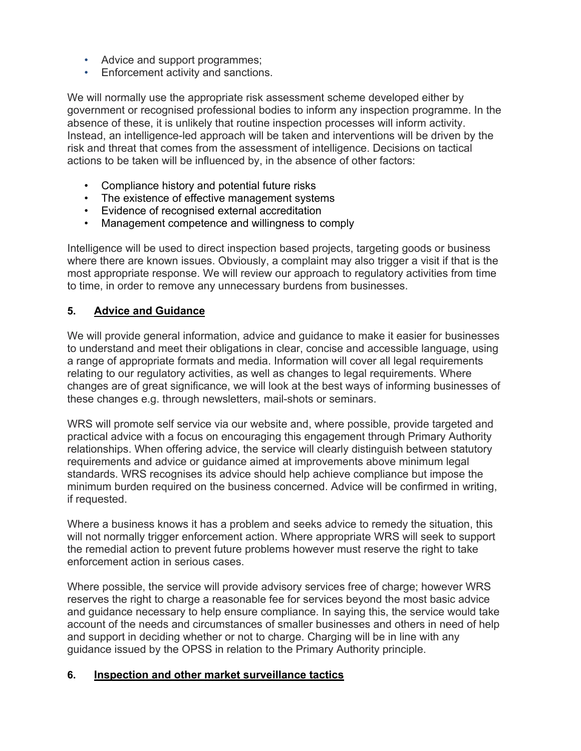- Advice and support programmes;
- Enforcement activity and sanctions.

We will normally use the appropriate risk assessment scheme developed either by government or recognised professional bodies to inform any inspection programme. In the absence of these, it is unlikely that routine inspection processes will inform activity. Instead, an intelligence-led approach will be taken and interventions will be driven by the risk and threat that comes from the assessment of intelligence. Decisions on tactical actions to be taken will be influenced by, in the absence of other factors:

- Compliance history and potential future risks
- The existence of effective management systems
- Evidence of recognised external accreditation
- Management competence and willingness to comply

Intelligence will be used to direct inspection based projects, targeting goods or business where there are known issues. Obviously, a complaint may also trigger a visit if that is the most appropriate response. We will review our approach to regulatory activities from time to time, in order to remove any unnecessary burdens from businesses.

## 5. Advice and Guidance

We will provide general information, advice and guidance to make it easier for businesses to understand and meet their obligations in clear, concise and accessible language, using a range of appropriate formats and media. Information will cover all legal requirements relating to our regulatory activities, as well as changes to legal requirements. Where changes are of great significance, we will look at the best ways of informing businesses of these changes e.g. through newsletters, mail-shots or seminars.

WRS will promote self service via our website and, where possible, provide targeted and practical advice with a focus on encouraging this engagement through Primary Authority relationships. When offering advice, the service will clearly distinguish between statutory requirements and advice or guidance aimed at improvements above minimum legal standards. WRS recognises its advice should help achieve compliance but impose the minimum burden required on the business concerned. Advice will be confirmed in writing, if requested.

Where a business knows it has a problem and seeks advice to remedy the situation, this will not normally trigger enforcement action. Where appropriate WRS will seek to support the remedial action to prevent future problems however must reserve the right to take enforcement action in serious cases.

Where possible, the service will provide advisory services free of charge; however WRS reserves the right to charge a reasonable fee for services beyond the most basic advice and guidance necessary to help ensure compliance. In saying this, the service would take account of the needs and circumstances of smaller businesses and others in need of help and support in deciding whether or not to charge. Charging will be in line with any guidance issued by the OPSS in relation to the Primary Authority principle.

## 6. Inspection and other market surveillance tactics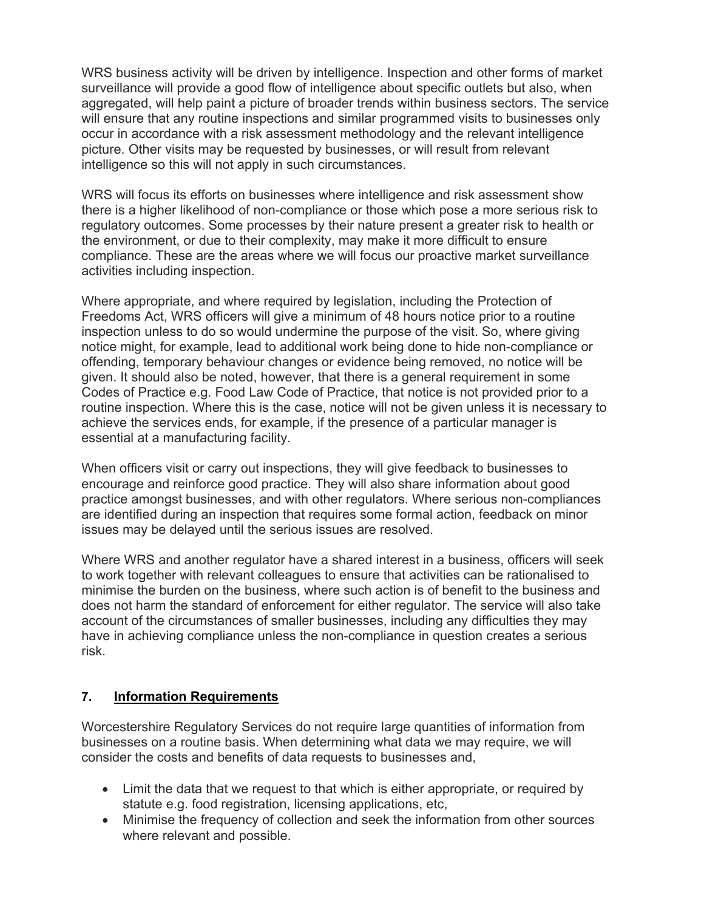WRS business activity will be driven by intelligence. Inspection and other forms of market surveillance will provide a good flow of intelligence about specific outlets but also, when aggregated, will help paint a picture of broader trends within business sectors. The service will ensure that any routine inspections and similar programmed visits to businesses only occur in accordance with a risk assessment methodology and the relevant intelligence picture. Other visits may be requested by businesses, or will result from relevant intelligence so this will not apply in such circumstances.

WRS will focus its efforts on businesses where intelligence and risk assessment show there is a higher likelihood of non-compliance or those which pose a more serious risk to regulatory outcomes. Some processes by their nature present a greater risk to health or the environment, or due to their complexity, may make it more difficult to ensure compliance. These are the areas where we will focus our proactive market surveillance activities including inspection.

Where appropriate, and where required by legislation, including the Protection of Freedoms Act, WRS officers will give a minimum of 48 hours notice prior to a routine inspection unless to do so would undermine the purpose of the visit. So, where giving notice might, for example, lead to additional work being done to hide non-compliance or offending, temporary behaviour changes or evidence being removed, no notice will be given. It should also be noted, however, that there is a general requirement in some Codes of Practice e.g. Food Law Code of Practice, that notice is not provided prior to a routine inspection. Where this is the case, notice will not be given unless it is necessary to achieve the services ends, for example, if the presence of a particular manager is essential at a manufacturing facility.

When officers visit or carry out inspections, they will give feedback to businesses to encourage and reinforce good practice. They will also share information about good practice amongst businesses, and with other regulators. Where serious non-compliances are identified during an inspection that requires some formal action, feedback on minor issues may be delayed until the serious issues are resolved.

Where WRS and another regulator have a shared interest in a business, officers will seek to work together with relevant colleagues to ensure that activities can be rationalised to minimise the burden on the business, where such action is of benefit to the business and does not harm the standard of enforcement for either regulator. The service will also take account of the circumstances of smaller businesses, including any difficulties they may have in achieving compliance unless the non-compliance in question creates a serious risk.

## 7. Information Requirements

Worcestershire Regulatory Services do not require large quantities of information from businesses on a routine basis. When determining what data we may require, we will consider the costs and benefits of data requests to businesses and,

- Limit the data that we request to that which is either appropriate, or required by statute e.g. food registration, licensing applications, etc,
- Minimise the frequency of collection and seek the information from other sources where relevant and possible.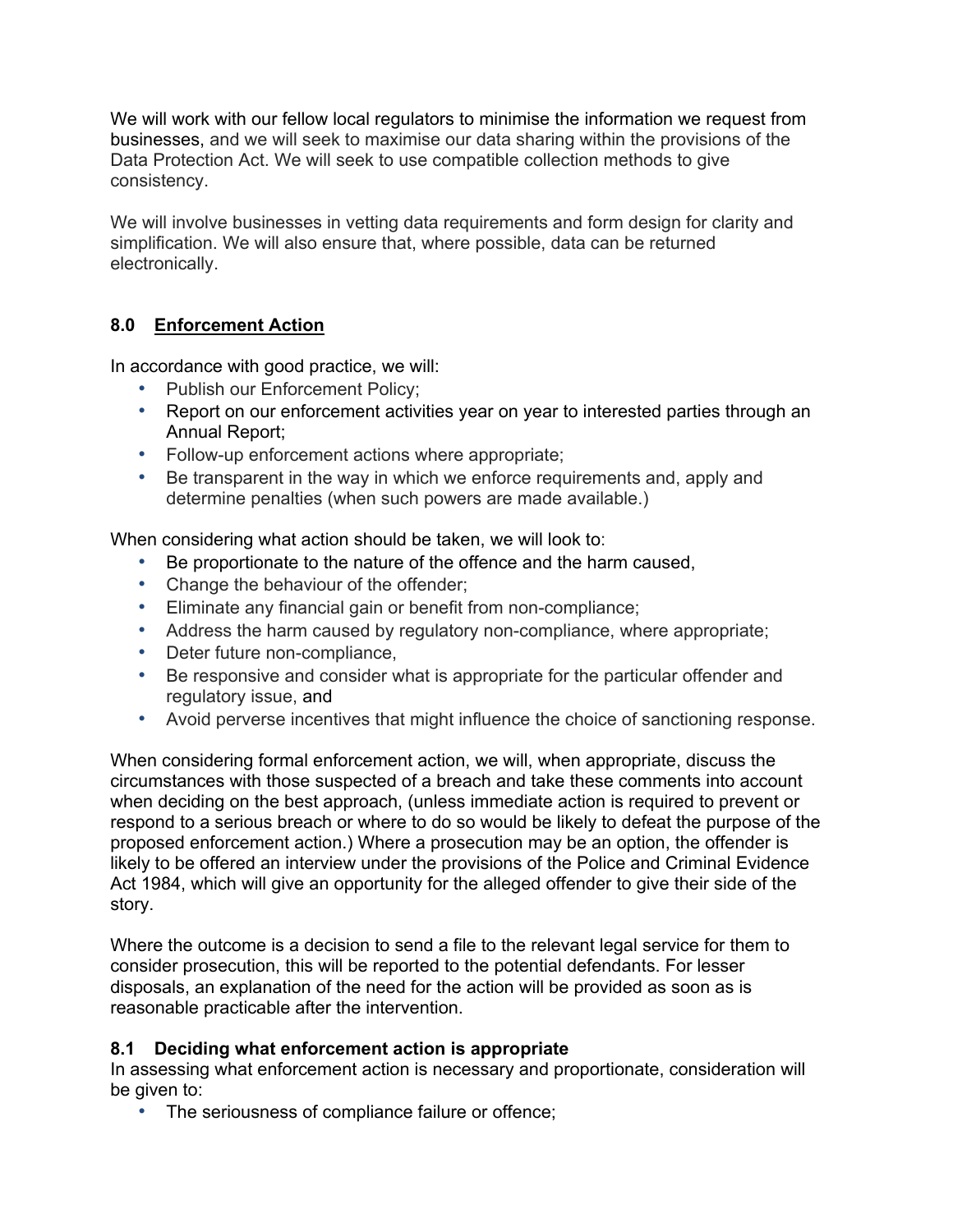We will work with our fellow local regulators to minimise the information we request from businesses, and we will seek to maximise our data sharing within the provisions of the Data Protection Act. We will seek to use compatible collection methods to give consistency.

We will involve businesses in vetting data requirements and form design for clarity and simplification. We will also ensure that, where possible, data can be returned electronically.

## 8.0 Enforcement Action

In accordance with good practice, we will:

- Publish our Enforcement Policy;
- Report on our enforcement activities year on year to interested parties through an Annual Report;
- Follow-up enforcement actions where appropriate;
- Be transparent in the way in which we enforce requirements and, apply and determine penalties (when such powers are made available.)

When considering what action should be taken, we will look to:

- Be proportionate to the nature of the offence and the harm caused,
- Change the behaviour of the offender;
- Eliminate any financial gain or benefit from non-compliance;
- Address the harm caused by regulatory non-compliance, where appropriate;
- Deter future non-compliance,
- Be responsive and consider what is appropriate for the particular offender and regulatory issue, and
- Avoid perverse incentives that might influence the choice of sanctioning response.

When considering formal enforcement action, we will, when appropriate, discuss the circumstances with those suspected of a breach and take these comments into account when deciding on the best approach, (unless immediate action is required to prevent or respond to a serious breach or where to do so would be likely to defeat the purpose of the proposed enforcement action.) Where a prosecution may be an option, the offender is likely to be offered an interview under the provisions of the Police and Criminal Evidence Act 1984, which will give an opportunity for the alleged offender to give their side of the story.

Where the outcome is a decision to send a file to the relevant legal service for them to consider prosecution, this will be reported to the potential defendants. For lesser disposals, an explanation of the need for the action will be provided as soon as is reasonable practicable after the intervention.

### 8.1 Deciding what enforcement action is appropriate

In assessing what enforcement action is necessary and proportionate, consideration will be given to:

- The seriousness of compliance failure or offence;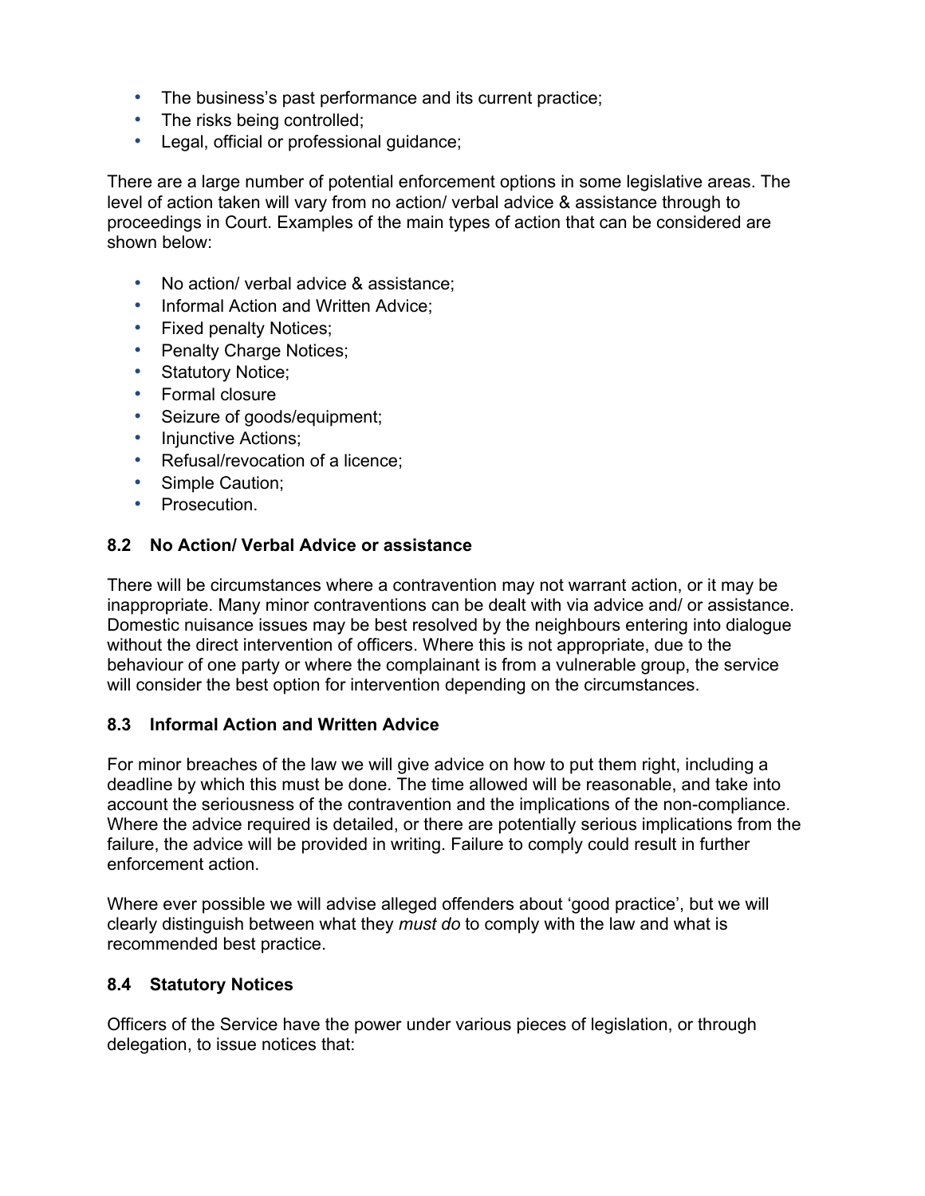- The business's past performance and its current practice;
- The risks being controlled;
- Legal, official or professional guidance;

There are a large number of potential enforcement options in some legislative areas. The level of action taken will vary from no action/ verbal advice & assistance through to proceedings in Court. Examples of the main types of action that can be considered are shown below:

- No action/ verbal advice & assistance;
- Informal Action and Written Advice;
- Fixed penalty Notices;
- Penalty Charge Notices;
- Statutory Notice;
- Formal closure
- Seizure of goods/equipment;
- Injunctive Actions;
- Refusal/revocation of a licence;
- Simple Caution;
- Prosecution.

### 8.2 No Action/ Verbal Advice or assistance

There will be circumstances where a contravention may not warrant action, or it may be inappropriate. Many minor contraventions can be dealt with via advice and/ or assistance. Domestic nuisance issues may be best resolved by the neighbours entering into dialogue without the direct intervention of officers. Where this is not appropriate, due to the behaviour of one party or where the complainant is from a vulnerable group, the service will consider the best option for intervention depending on the circumstances.

### 8.3 Informal Action and Written Advice

For minor breaches of the law we will give advice on how to put them right, including a deadline by which this must be done. The time allowed will be reasonable, and take into account the seriousness of the contravention and the implications of the non-compliance. Where the advice required is detailed, or there are potentially serious implications from the failure, the advice will be provided in writing. Failure to comply could result in further enforcement action.

Where ever possible we will advise alleged offenders about 'good practice', but we will clearly distinguish between what they *must do* to comply with the law and what is recommended best practice.

### 8.4 Statutory Notices

Officers of the Service have the power under various pieces of legislation, or through delegation, to issue notices that: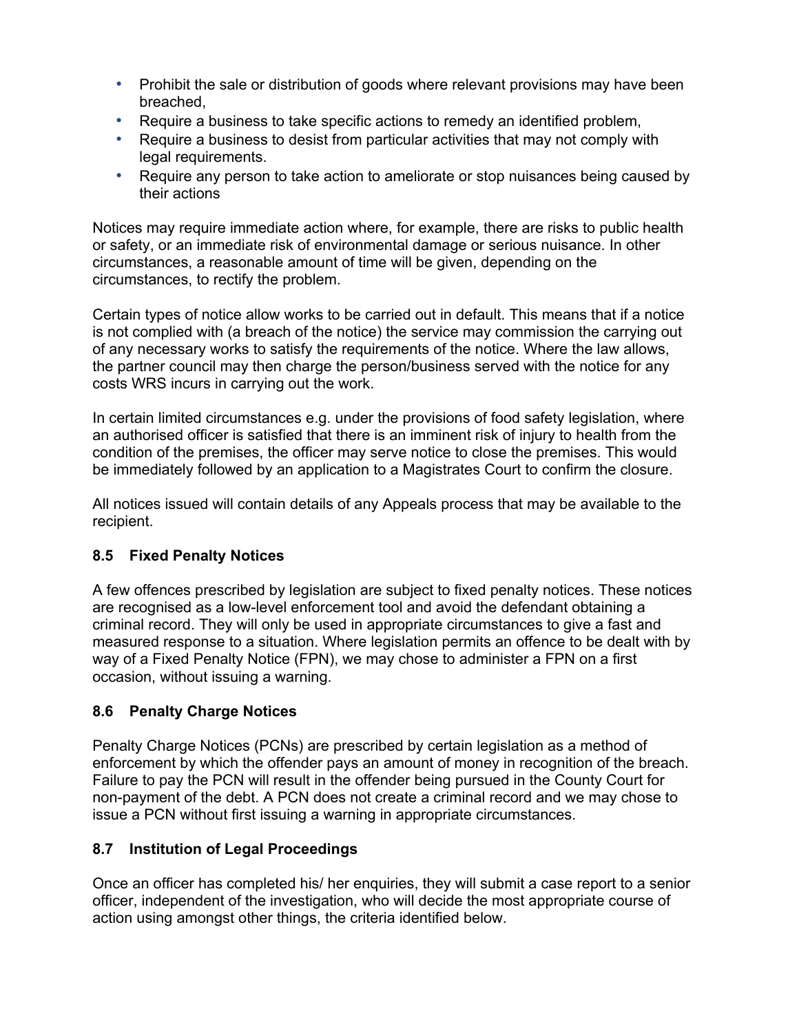- Prohibit the sale or distribution of goods where relevant provisions may have been breached,
- Require a business to take specific actions to remedy an identified problem,
- Require a business to desist from particular activities that may not comply with legal requirements.
- Require any person to take action to ameliorate or stop nuisances being caused by their actions

Notices may require immediate action where, for example, there are risks to public health or safety, or an immediate risk of environmental damage or serious nuisance. In other circumstances, a reasonable amount of time will be given, depending on the circumstances, to rectify the problem.

Certain types of notice allow works to be carried out in default. This means that if a notice is not complied with (a breach of the notice) the service may commission the carrying out of any necessary works to satisfy the requirements of the notice. Where the law allows, the partner council may then charge the person/business served with the notice for any costs WRS incurs in carrying out the work.

In certain limited circumstances e.g. under the provisions of food safety legislation, where an authorised officer is satisfied that there is an imminent risk of injury to health from the condition of the premises, the officer may serve notice to close the premises. This would be immediately followed by an application to a Magistrates Court to confirm the closure.

All notices issued will contain details of any Appeals process that may be available to the recipient.

### 8.5 Fixed Penalty Notices

A few offences prescribed by legislation are subject to fixed penalty notices. These notices are recognised as a low-level enforcement tool and avoid the defendant obtaining a criminal record. They will only be used in appropriate circumstances to give a fast and measured response to a situation. Where legislation permits an offence to be dealt with by way of a Fixed Penalty Notice (FPN), we may chose to administer a FPN on a first occasion, without issuing a warning.

### 8.6 Penalty Charge Notices

Penalty Charge Notices (PCNs) are prescribed by certain legislation as a method of enforcement by which the offender pays an amount of money in recognition of the breach. Failure to pay the PCN will result in the offender being pursued in the County Court for non-payment of the debt. A PCN does not create a criminal record and we may chose to issue a PCN without first issuing a warning in appropriate circumstances.

### 8.7 Institution of Legal Proceedings

Once an officer has completed his/ her enquiries, they will submit a case report to a senior officer, independent of the investigation, who will decide the most appropriate course of action using amongst other things, the criteria identified below.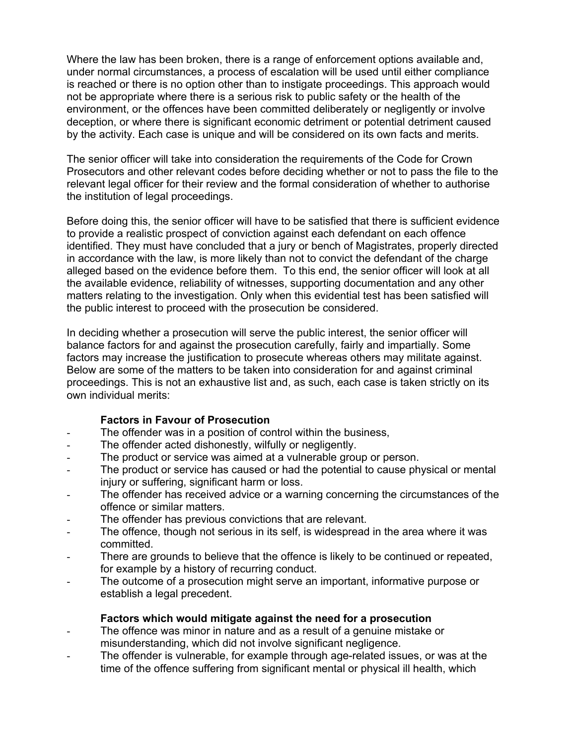Where the law has been broken, there is a range of enforcement options available and, under normal circumstances, a process of escalation will be used until either compliance is reached or there is no option other than to instigate proceedings. This approach would not be appropriate where there is a serious risk to public safety or the health of the environment, or the offences have been committed deliberately or negligently or involve deception, or where there is significant economic detriment or potential detriment caused by the activity. Each case is unique and will be considered on its own facts and merits.

The senior officer will take into consideration the requirements of the Code for Crown Prosecutors and other relevant codes before deciding whether or not to pass the file to the relevant legal officer for their review and the formal consideration of whether to authorise the institution of legal proceedings.

Before doing this, the senior officer will have to be satisfied that there is sufficient evidence to provide a realistic prospect of conviction against each defendant on each offence identified. They must have concluded that a jury or bench of Magistrates, properly directed in accordance with the law, is more likely than not to convict the defendant of the charge alleged based on the evidence before them. To this end, the senior officer will look at all the available evidence, reliability of witnesses, supporting documentation and any other matters relating to the investigation. Only when this evidential test has been satisfied will the public interest to proceed with the prosecution be considered.

In deciding whether a prosecution will serve the public interest, the senior officer will balance factors for and against the prosecution carefully, fairly and impartially. Some factors may increase the justification to prosecute whereas others may militate against. Below are some of the matters to be taken into consideration for and against criminal proceedings. This is not an exhaustive list and, as such, each case is taken strictly on its own individual merits:

**Factors in Favour of Prosecution**

- The offender was in a position of control within the business,
- The offender acted dishonestly, wilfully or negligently.
- The product or service was aimed at a vulnerable group or person.
- The product or service has caused or had the potential to cause physical or mental injury or suffering, significant harm or loss.
- The offender has received advice or a warning concerning the circumstances of the offence or similar matters.
- The offender has previous convictions that are relevant.
- The offence, though not serious in its self, is widespread in the area where it was committed.
- There are grounds to believe that the offence is likely to be continued or repeated, for example by a history of recurring conduct.
- The outcome of a prosecution might serve an important, informative purpose or establish a legal precedent.

**Factors which would mitigate against the need for a prosecution**

- The offence was minor in nature and as a result of a genuine mistake or misunderstanding, which did not involve significant negligence.
- The offender is vulnerable, for example through age-related issues, or was at the time of the offence suffering from significant mental or physical ill health, which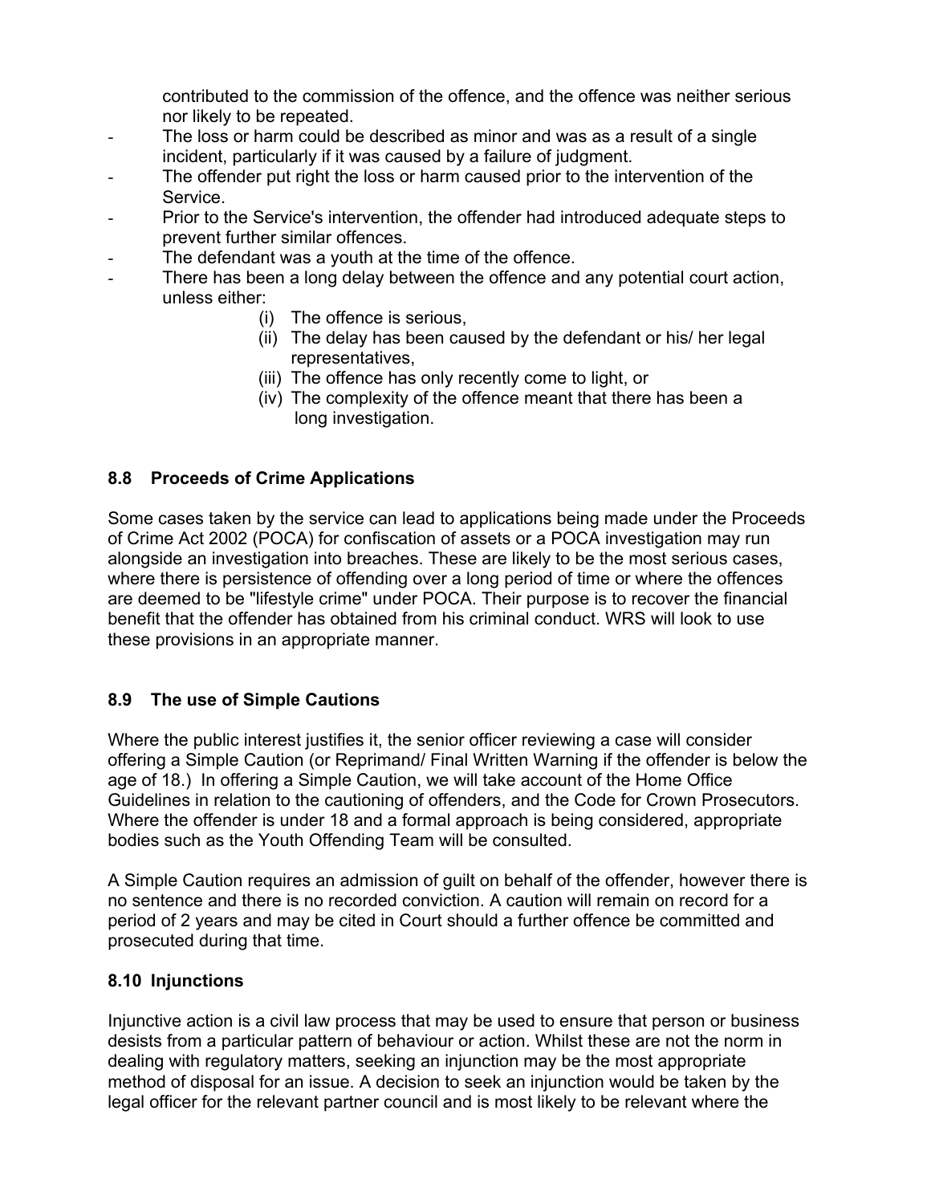contributed to the commission of the offence, and the offence was neither serious nor likely to be repeated.

- The loss or harm could be described as minor and was as a result of a single incident, particularly if it was caused by a failure of judgment.
- The offender put right the loss or harm caused prior to the intervention of the Service.
- Prior to the Service's intervention, the offender had introduced adequate steps to prevent further similar offences.
- The defendant was a youth at the time of the offence.
- There has been a long delay between the offence and any potential court action, unless either:
  - (i) The offence is serious,
  - (ii) The delay has been caused by the defendant or his/ her legal representatives,
  - (iii) The offence has only recently come to light, or
  - (iv) The complexity of the offence meant that there has been a long investigation.

### 8.8 Proceeds of Crime Applications

Some cases taken by the service can lead to applications being made under the Proceeds of Crime Act 2002 (POCA) for confiscation of assets or a POCA investigation may run alongside an investigation into breaches. These are likely to be the most serious cases, where there is persistence of offending over a long period of time or where the offences are deemed to be "lifestyle crime" under POCA. Their purpose is to recover the financial benefit that the offender has obtained from his criminal conduct. WRS will look to use these provisions in an appropriate manner.

### 8.9 The use of Simple Cautions

Where the public interest justifies it, the senior officer reviewing a case will consider offering a Simple Caution (or Reprimand/ Final Written Warning if the offender is below the age of 18.) In offering a Simple Caution, we will take account of the Home Office Guidelines in relation to the cautioning of offenders, and the Code for Crown Prosecutors. Where the offender is under 18 and a formal approach is being considered, appropriate bodies such as the Youth Offending Team will be consulted.

A Simple Caution requires an admission of guilt on behalf of the offender, however there is no sentence and there is no recorded conviction. A caution will remain on record for a period of 2 years and may be cited in Court should a further offence be committed and prosecuted during that time.

### 8.10 Injunctions

Injunctive action is a civil law process that may be used to ensure that person or business desists from a particular pattern of behaviour or action. Whilst these are not the norm in dealing with regulatory matters, seeking an injunction may be the most appropriate method of disposal for an issue. A decision to seek an injunction would be taken by the legal officer for the relevant partner council and is most likely to be relevant where the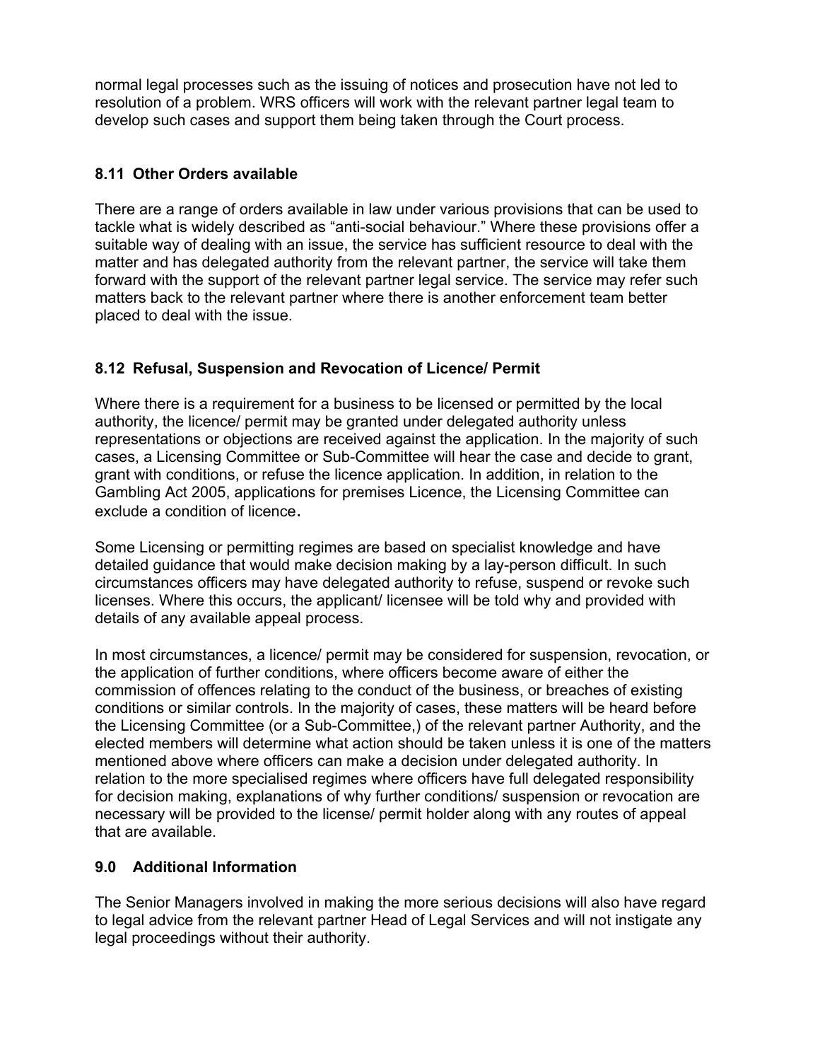normal legal processes such as the issuing of notices and prosecution have not led to resolution of a problem. WRS officers will work with the relevant partner legal team to develop such cases and support them being taken through the Court process.

### 8.11 Other Orders available

There are a range of orders available in law under various provisions that can be used to tackle what is widely described as "anti-social behaviour." Where these provisions offer a suitable way of dealing with an issue, the service has sufficient resource to deal with the matter and has delegated authority from the relevant partner, the service will take them forward with the support of the relevant partner legal service. The service may refer such matters back to the relevant partner where there is another enforcement team better placed to deal with the issue.

### 8.12 Refusal, Suspension and Revocation of Licence/ Permit

Where there is a requirement for a business to be licensed or permitted by the local authority, the licence/ permit may be granted under delegated authority unless representations or objections are received against the application. In the majority of such cases, a Licensing Committee or Sub-Committee will hear the case and decide to grant, grant with conditions, or refuse the licence application. In addition, in relation to the Gambling Act 2005, applications for premises Licence, the Licensing Committee can exclude a condition of licence.

Some Licensing or permitting regimes are based on specialist knowledge and have detailed guidance that would make decision making by a lay-person difficult. In such circumstances officers may have delegated authority to refuse, suspend or revoke such licenses. Where this occurs, the applicant/ licensee will be told why and provided with details of any available appeal process.

In most circumstances, a licence/ permit may be considered for suspension, revocation, or the application of further conditions, where officers become aware of either the commission of offences relating to the conduct of the business, or breaches of existing conditions or similar controls. In the majority of cases, these matters will be heard before the Licensing Committee (or a Sub-Committee,) of the relevant partner Authority, and the elected members will determine what action should be taken unless it is one of the matters mentioned above where officers can make a decision under delegated authority. In relation to the more specialised regimes where officers have full delegated responsibility for decision making, explanations of why further conditions/ suspension or revocation are necessary will be provided to the license/ permit holder along with any routes of appeal that are available.

## 9.0 Additional Information

The Senior Managers involved in making the more serious decisions will also have regard to legal advice from the relevant partner Head of Legal Services and will not instigate any legal proceedings without their authority.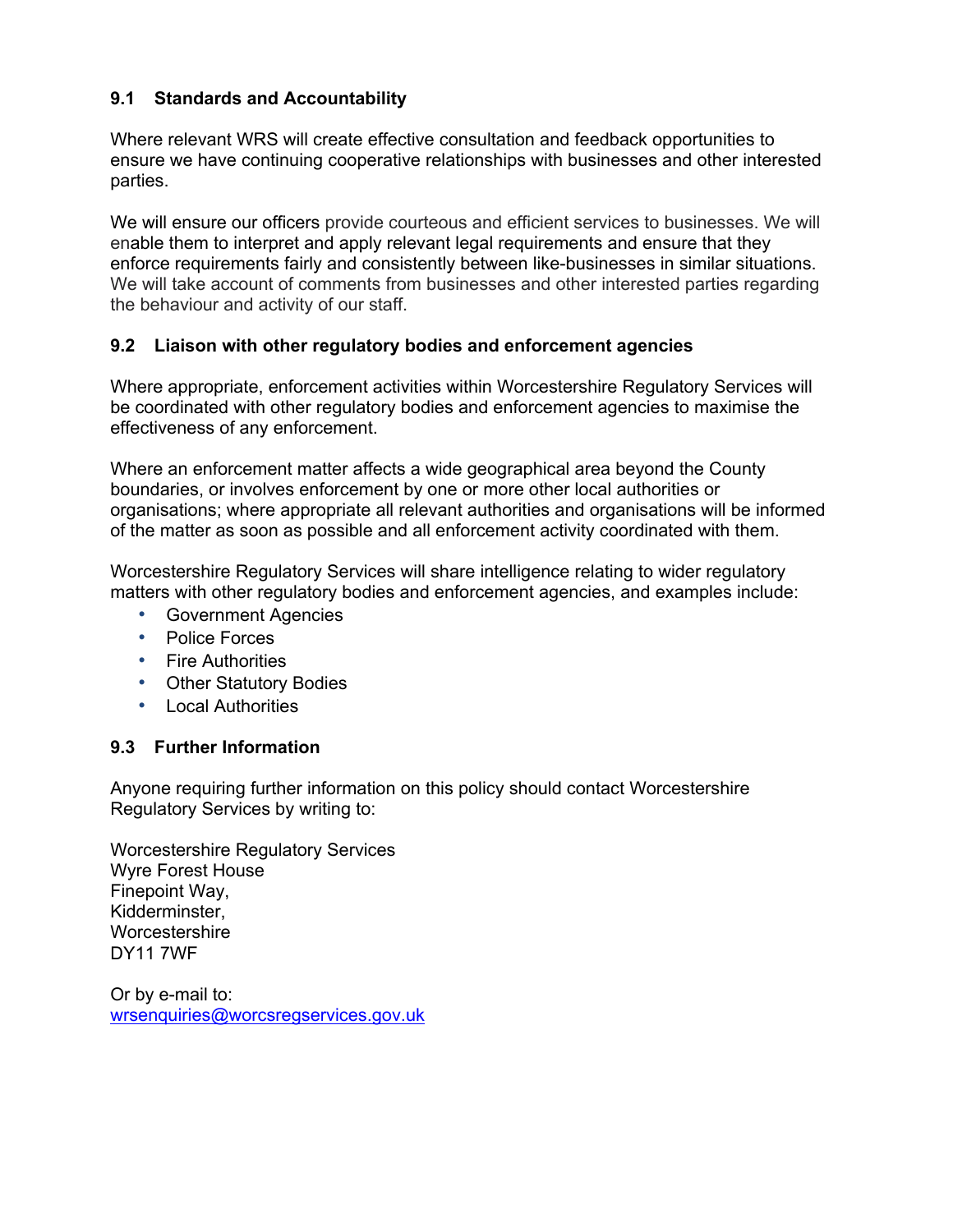### 9.1 Standards and Accountability

Where relevant WRS will create effective consultation and feedback opportunities to ensure we have continuing cooperative relationships with businesses and other interested parties.

We will ensure our officers provide courteous and efficient services to businesses. We will enable them to interpret and apply relevant legal requirements and ensure that they enforce requirements fairly and consistently between like-businesses in similar situations. We will take account of comments from businesses and other interested parties regarding the behaviour and activity of our staff.

### 9.2 Liaison with other regulatory bodies and enforcement agencies

Where appropriate, enforcement activities within Worcestershire Regulatory Services will be coordinated with other regulatory bodies and enforcement agencies to maximise the effectiveness of any enforcement.

Where an enforcement matter affects a wide geographical area beyond the County boundaries, or involves enforcement by one or more other local authorities or organisations; where appropriate all relevant authorities and organisations will be informed of the matter as soon as possible and all enforcement activity coordinated with them.

Worcestershire Regulatory Services will share intelligence relating to wider regulatory matters with other regulatory bodies and enforcement agencies, and examples include:

- Government Agencies
- Police Forces
- Fire Authorities
- Other Statutory Bodies
- Local Authorities

### 9.3 Further Information

Anyone requiring further information on this policy should contact Worcestershire Regulatory Services by writing to:

Worcestershire Regulatory Services
Wyre Forest House
Finepoint Way,
Kidderminster,
Worcestershire
DY11 7WF

Or by e-mail to:
wrsenquiries@worcsregservices.gov.uk